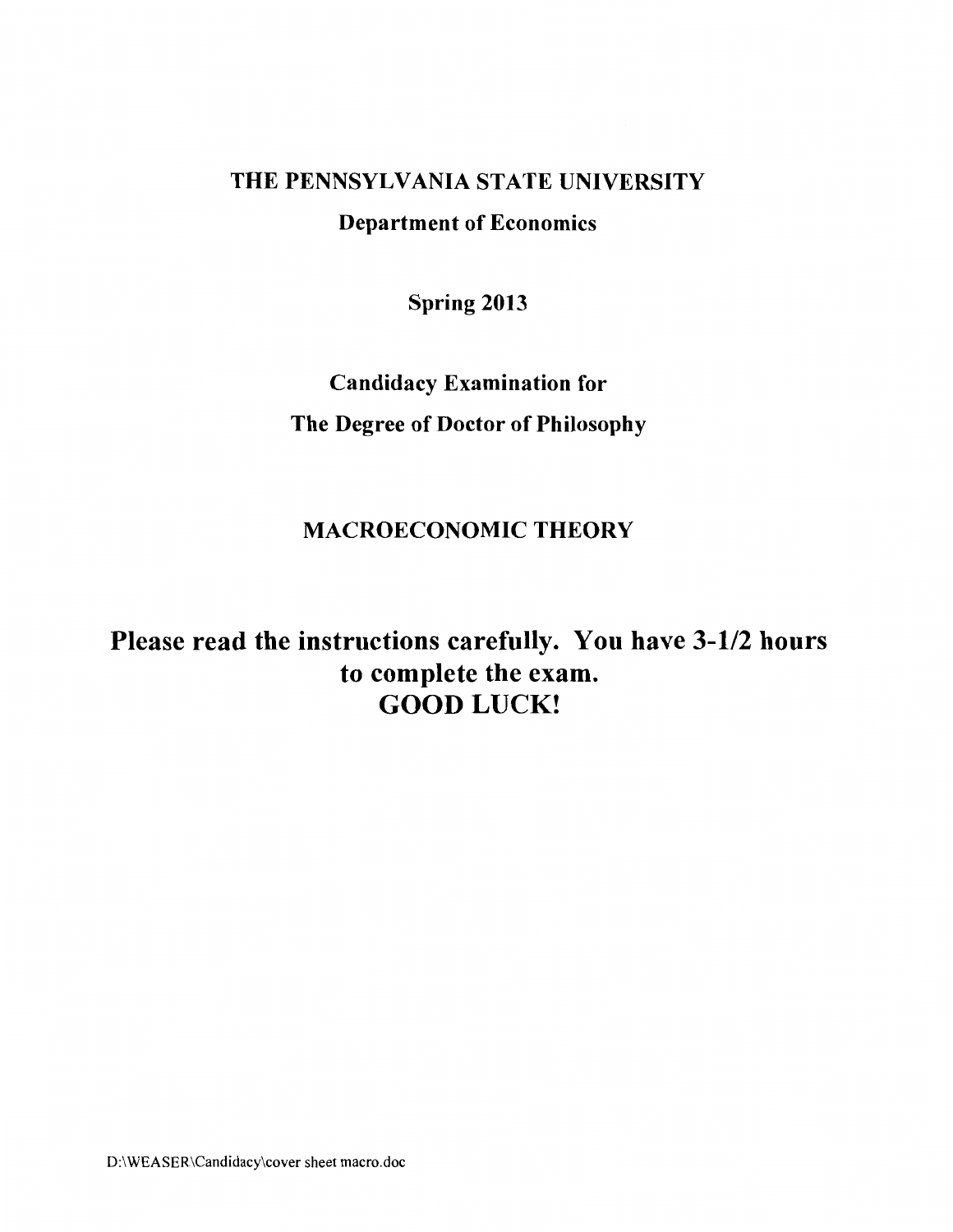# THE PENNSYLVANIA STATE UNIVERSITY

## Department of Economics

**Spring 2013**

**Candidacy Examination for**

**The Degree of Doctor of Philosophy**

## MACROECONOMIC THEORY

**Please read the instructions carefully. You have 3-1/2 hours to complete the exam.**
**GOOD LUCK!**

D:\WEASER\Candidacy\cover sheet macro.doc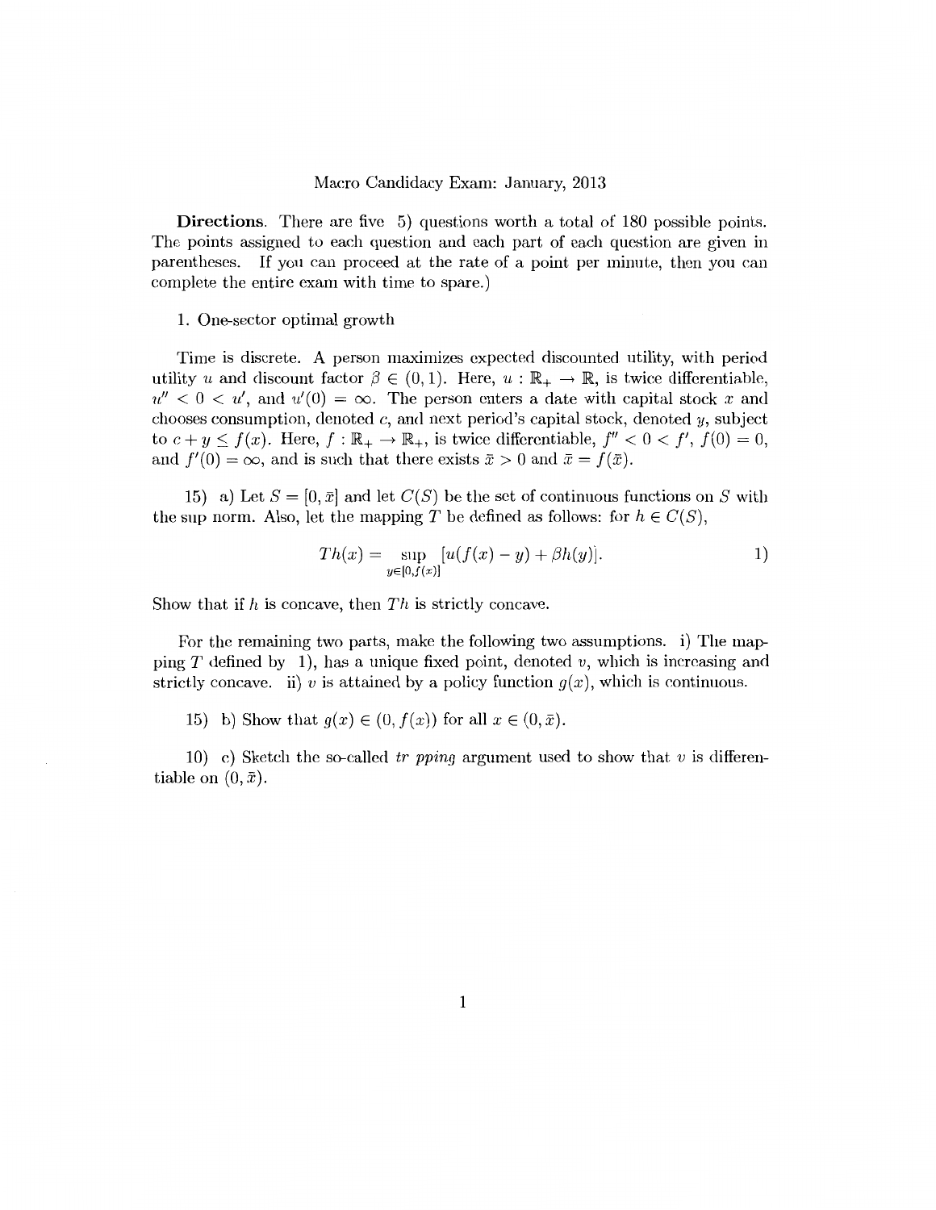Macro Candidacy Exam: January, 2013

**Directions**. There are five 5) questions worth a total of 180 possible points. The points assigned to each question and each part of each question are given in parentheses. If you can proceed at the rate of a point per minute, then you can complete the entire exam with time to spare.)

1. One-sector optimal growth

Time is discrete. A person maximizes expected discounted utility, with period utility $u$ and discount factor $\beta \in (0, 1)$. Here, $u : \mathbb{R}_+ \to \mathbb{R}$, is twice differentiable, $u'' < 0 < u'$, and $u'(0) = \infty$. The person enters a date with capital stock $x$ and chooses consumption, denoted $c$, and next period's capital stock, denoted $y$, subject to $c + y \leq f(x)$. Here, $f : \mathbb{R}_+ \to \mathbb{R}_+$, is twice differentiable, $f'' < 0 < f'$, $f(0) = 0$, and $f'(0) = \infty$, and is such that there exists $\bar{x} > 0$ and $\bar{x} = f(\bar{x})$.

15) a) Let $S = [0, \bar{x}]$ and let $C(S)$ be the set of continuous functions on $S$ with the sup norm. Also, let the mapping $T$ be defined as follows: for $h \in C(S)$,

$$Th(x) = \sup_{y \in [0, f(x)]} [u(f(x) - y) + \beta h(y)]. \qquad 1)$$

Show that if $h$ is concave, then $Th$ is strictly concave.

For the remaining two parts, make the following two assumptions. i) The mapping $T$ defined by 1), has a unique fixed point, denoted $v$, which is increasing and strictly concave. ii) $v$ is attained by a policy function $g(x)$, which is continuous.

15) b) Show that $g(x) \in (0, f(x))$ for all $x \in (0, \bar{x})$.

10) c) Sketch the so-called *tr pping* argument used to show that $v$ is differentiable on $(0, \bar{x})$.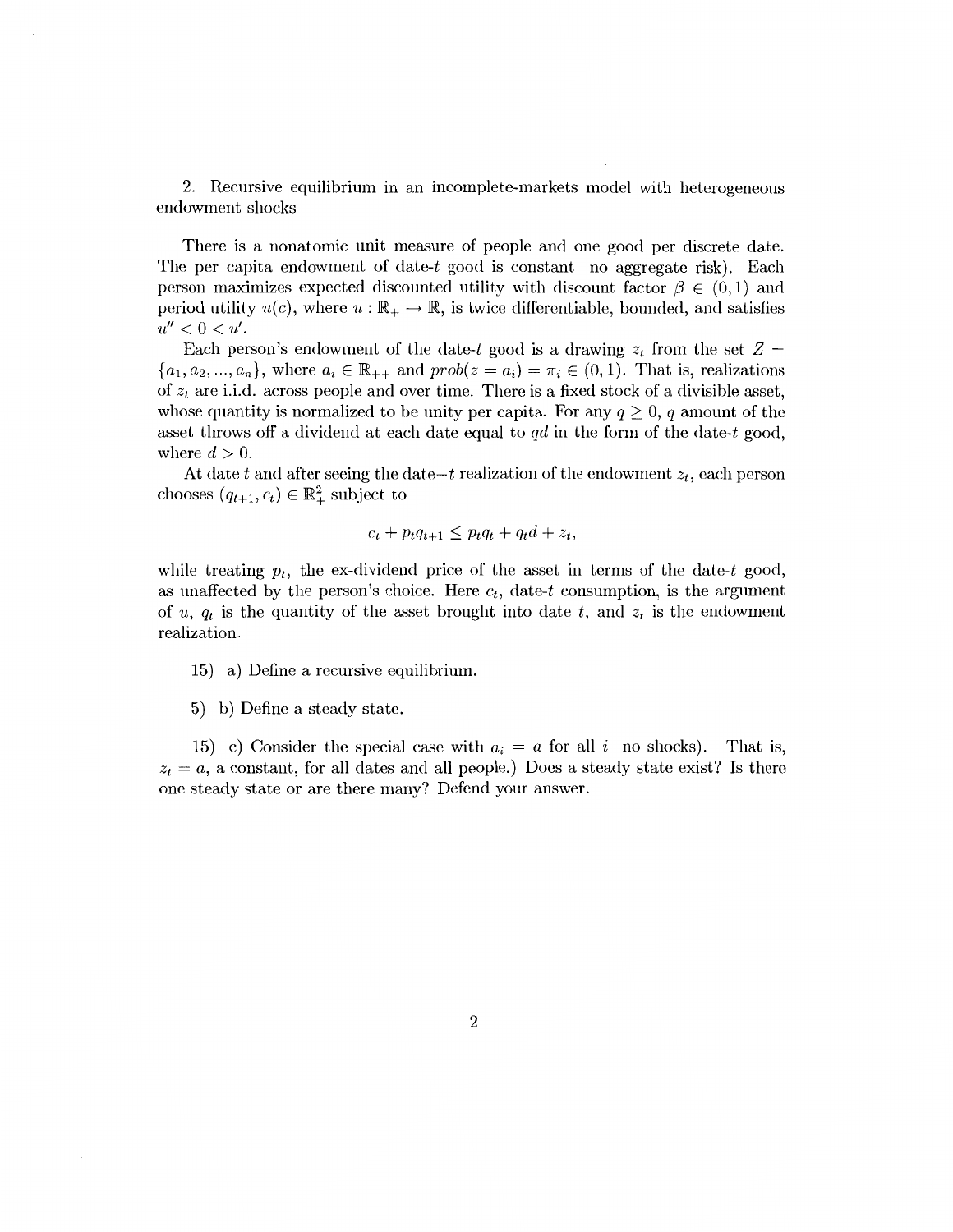2. Recursive equilibrium in an incomplete-markets model with heterogeneous endowment shocks

There is a nonatomic unit measure of people and one good per discrete date. The per capita endowment of date-$t$ good is constant no aggregate risk). Each person maximizes expected discounted utility with discount factor $\beta \in (0, 1)$ and period utility $u(c)$, where $u : \mathbb{R}_+ \to \mathbb{R}$, is twice differentiable, bounded, and satisfies $u'' < 0 < u'$.

Each person's endowment of the date-$t$ good is a drawing $z_t$ from the set $Z = \{a_1, a_2, ..., a_n\}$, where $a_i \in \mathbb{R}_{++}$ and $prob(z = a_i) = \pi_i \in (0, 1)$. That is, realizations of $z_t$ are i.i.d. across people and over time. There is a fixed stock of a divisible asset, whose quantity is normalized to be unity per capita. For any $q \geq 0$, $q$ amount of the asset throws off a dividend at each date equal to $qd$ in the form of the date-$t$ good, where $d > 0$.

At date $t$ and after seeing the date$-t$ realization of the endowment $z_t$, each person chooses $(q_{t+1}, c_t) \in \mathbb{R}^2_+$ subject to

$$c_t + p_t q_{t+1} \leq p_t q_t + q_t d + z_t,$$

while treating $p_t$, the ex-dividend price of the asset in terms of the date-$t$ good, as unaffected by the person's choice. Here $c_t$, date-$t$ consumption, is the argument of $u$, $q_t$ is the quantity of the asset brought into date $t$, and $z_t$ is the endowment realization.

15) a) Define a recursive equilibrium.

5) b) Define a steady state.

15) c) Consider the special case with $a_i = a$ for all $i$ no shocks). That is, $z_t = a$, a constant, for all dates and all people.) Does a steady state exist? Is there one steady state or are there many? Defend your answer.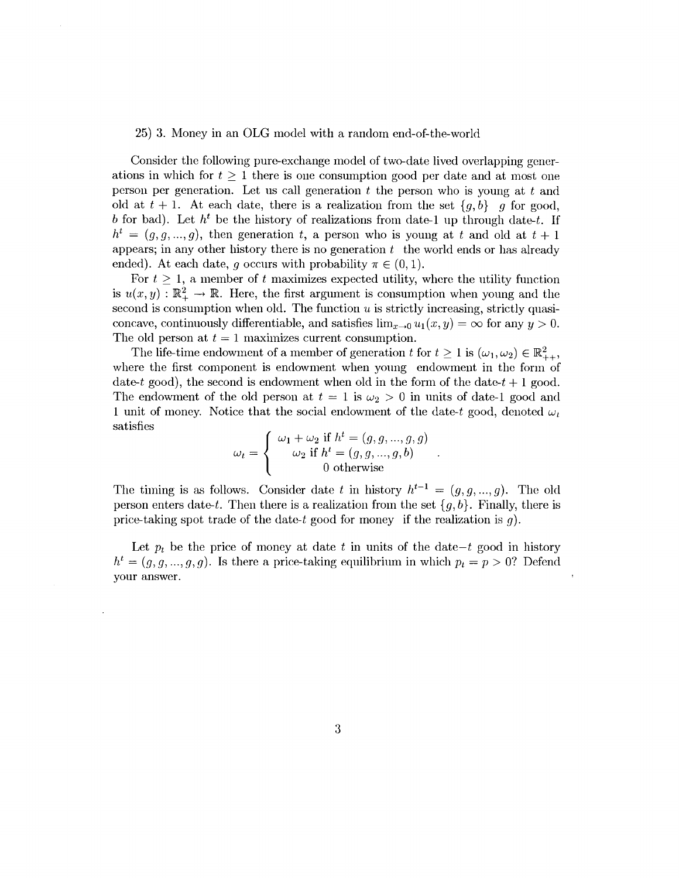25) 3. Money in an OLG model with a random end-of-the-world

Consider the following pure-exchange model of two-date lived overlapping generations in which for $t \geq 1$ there is one consumption good per date and at most one person per generation. Let us call generation $t$ the person who is young at $t$ and old at $t+1$. At each date, there is a realization from the set $\{g, b\}$ $g$ for good, $b$ for bad). Let $h^t$ be the history of realizations from date-1 up through date-$t$. If $h^t = (g, g, ..., g)$, then generation $t$, a person who is young at $t$ and old at $t+1$ appears; in any other history there is no generation $t$ the world ends or has already ended). At each date, $g$ occurs with probability $\pi \in (0, 1)$.

For $t \geq 1$, a member of $t$ maximizes expected utility, where the utility function is $u(x, y) : \mathbb{R}^2_+ \to \mathbb{R}$. Here, the first argument is consumption when young and the second is consumption when old. The function $u$ is strictly increasing, strictly quasi-concave, continuously differentiable, and satisfies $\lim_{x \to 0} u_1(x, y) = \infty$ for any $y > 0$. The old person at $t = 1$ maximizes current consumption.

The life-time endowment of a member of generation $t$ for $t \geq 1$ is $(\omega_1, \omega_2) \in \mathbb{R}^2_{++}$, where the first component is endowment when young endowment in the form of date-$t$ good), the second is endowment when old in the form of the date-$t+1$ good. The endowment of the old person at $t = 1$ is $\omega_2 > 0$ in units of date-1 good and 1 unit of money. Notice that the social endowment of the date-$t$ good, denoted $\omega_t$ satisfies

$$\omega_t = \begin{cases} \omega_1 + \omega_2 \text{ if } h^t = (g, g, ..., g, g) \\ \omega_2 \text{ if } h^t = (g, g, ..., g, b) \\ 0 \text{ otherwise} \end{cases}.$$

The timing is as follows. Consider date $t$ in history $h^{t-1} = (g, g, ..., g)$. The old person enters date-$t$. Then there is a realization from the set $\{g, b\}$. Finally, there is price-taking spot trade of the date-$t$ good for money if the realization is $g$).

Let $p_t$ be the price of money at date $t$ in units of the date$-t$ good in history $h^t = (g, g, ..., g, g)$. Is there a price-taking equilibrium in which $p_t = p > 0$? Defend your answer.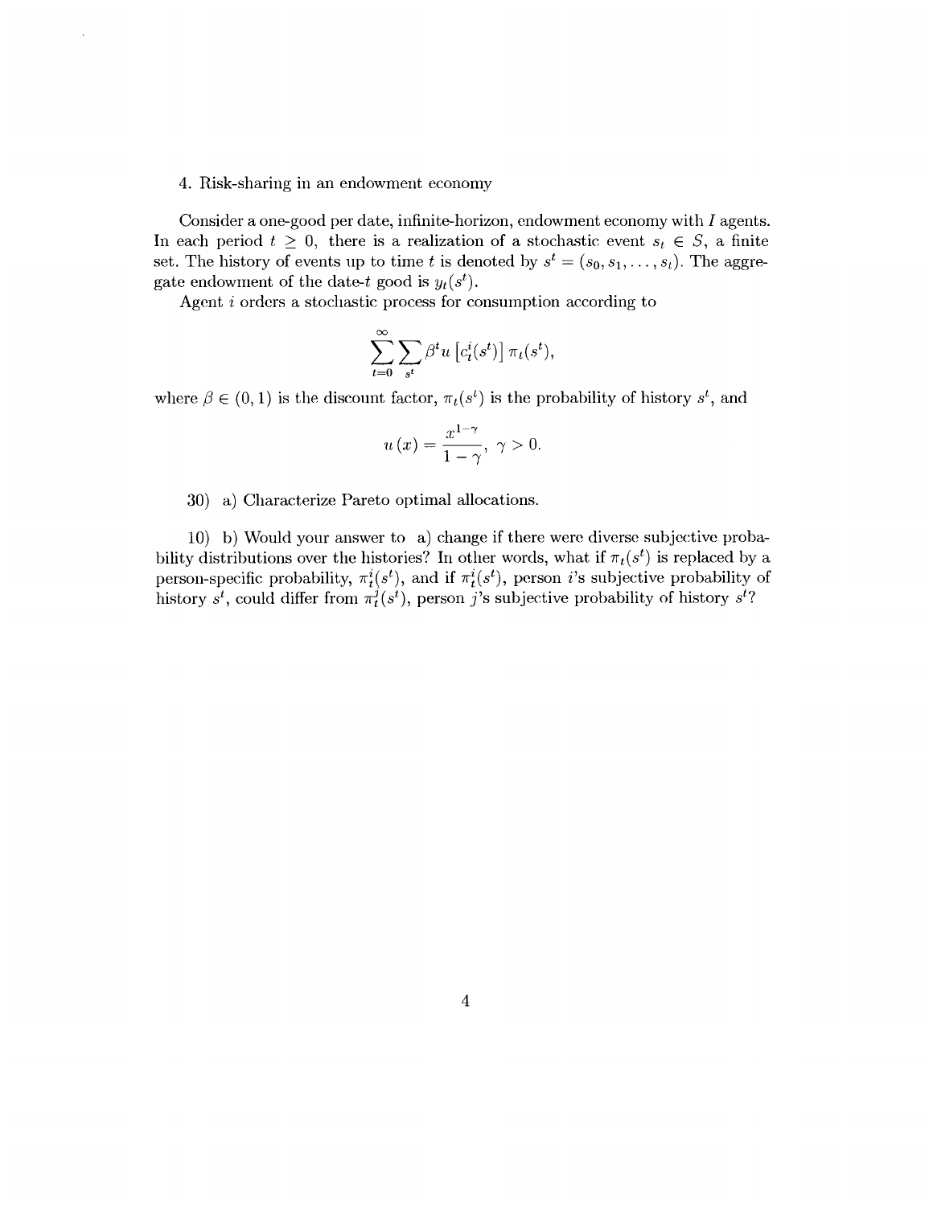4. Risk-sharing in an endowment economy

Consider a one-good per date, infinite-horizon, endowment economy with $I$ agents. In each period $t \geq 0$, there is a realization of a stochastic event $s_t \in S$, a finite set. The history of events up to time $t$ is denoted by $s^t = (s_0, s_1, \ldots, s_t)$. The aggregate endowment of the date-$t$ good is $y_t(s^t)$.

Agent $i$ orders a stochastic process for consumption according to

$$\sum_{t=0}^{\infty} \sum_{s^t} \beta^t u\left[c_t^i(s^t)\right] \pi_t(s^t),$$

where $\beta \in (0,1)$ is the discount factor, $\pi_t(s^t)$ is the probability of history $s^t$, and

$$u(x) = \frac{x^{1-\gamma}}{1-\gamma}, \quad \gamma > 0.$$

30) a) Characterize Pareto optimal allocations.

10) b) Would your answer to a) change if there were diverse subjective probability distributions over the histories? In other words, what if $\pi_t(s^t)$ is replaced by a person-specific probability, $\pi_t^i(s^t)$, and if $\pi_t^i(s^t)$, person $i$'s subjective probability of history $s^t$, could differ from $\pi_t^j(s^t)$, person $j$'s subjective probability of history $s^t$?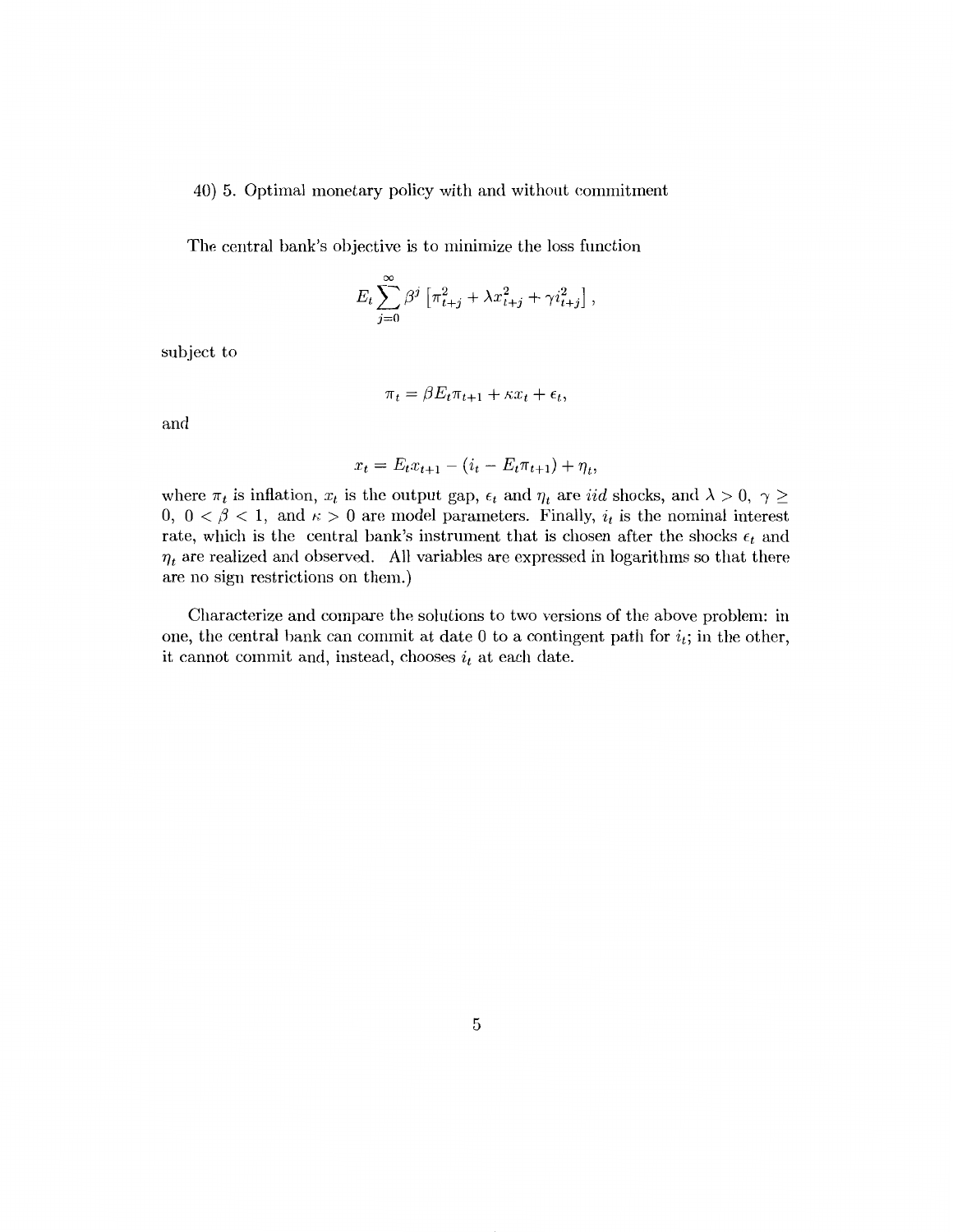40) 5. Optimal monetary policy with and without commitment

The central bank's objective is to minimize the loss function

$$E_t \sum_{j=0}^{\infty} \beta^j \left[ \pi_{t+j}^2 + \lambda x_{t+j}^2 + \gamma i_{t+j}^2 \right],$$

subject to

$$\pi_t = \beta E_t \pi_{t+1} + \kappa x_t + \epsilon_t,$$

and

$$x_t = E_t x_{t+1} - (i_t - E_t \pi_{t+1}) + \eta_t,$$

where $\pi_t$ is inflation, $x_t$ is the output gap, $\epsilon_t$ and $\eta_t$ are *iid* shocks, and $\lambda > 0,\ \gamma \geq 0,\ 0 < \beta < 1,$ and $\kappa > 0$ are model parameters. Finally, $i_t$ is the nominal interest rate, which is the central bank's instrument that is chosen after the shocks $\epsilon_t$ and $\eta_t$ are realized and observed. All variables are expressed in logarithms so that there are no sign restrictions on them.)

Characterize and compare the solutions to two versions of the above problem: in one, the central bank can commit at date 0 to a contingent path for $i_t$; in the other, it cannot commit and, instead, chooses $i_t$ at each date.